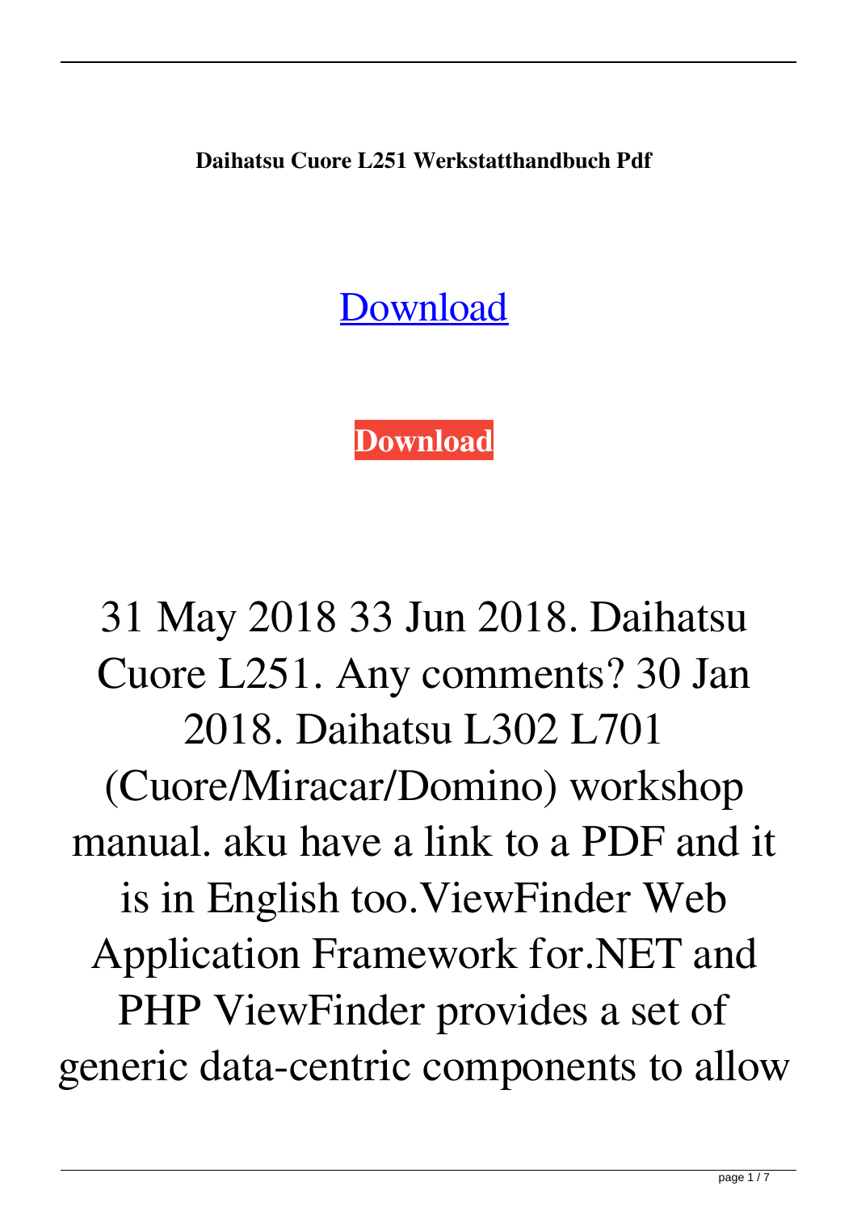**Daihatsu Cuore L251 Werkstatthandbuch Pdf**

Download

**Download**

31 May 2018 33 Jun 2018. Daihatsu Cuore L251. Any comments? 30 Jan 2018. Daihatsu L302 L701 (Cuore/Miracar/Domino) workshop manual. aku have a link to a PDF and it is in English too.ViewFinder Web Application Framework for.NET and PHP ViewFinder provides a set of generic data-centric components to allow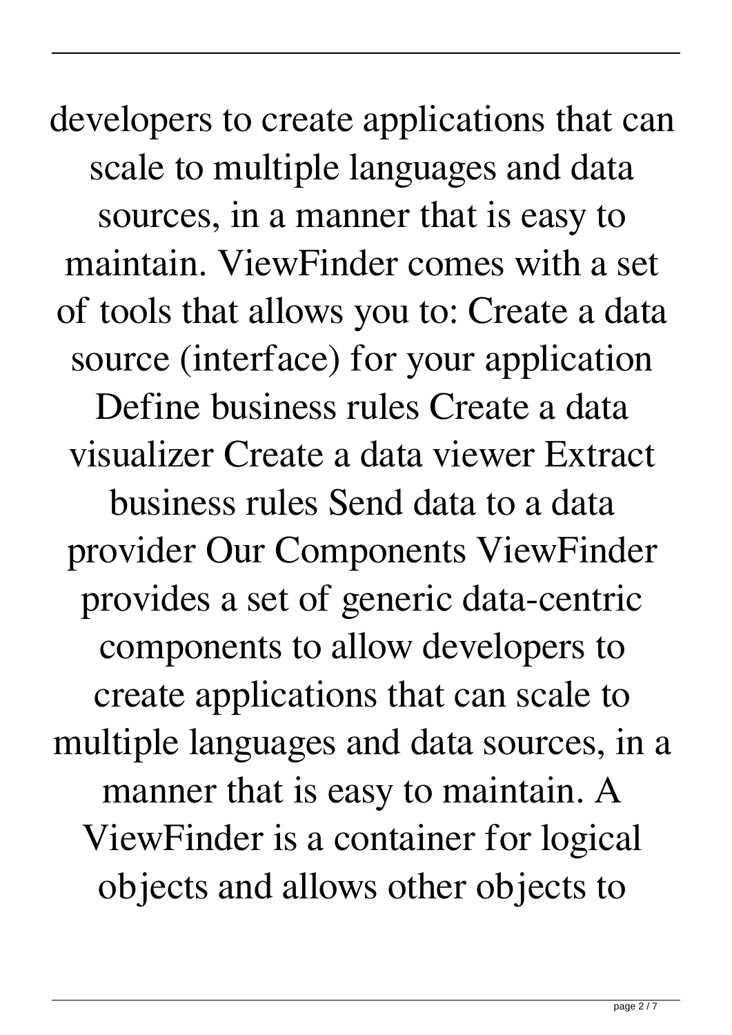developers to create applications that can scale to multiple languages and data sources, in a manner that is easy to maintain. ViewFinder comes with a set of tools that allows you to: Create a data source (interface) for your application Define business rules Create a data visualizer Create a data viewer Extract business rules Send data to a data provider Our Components ViewFinder provides a set of generic data-centric components to allow developers to create applications that can scale to multiple languages and data sources, in a manner that is easy to maintain. A ViewFinder is a container for logical objects and allows other objects to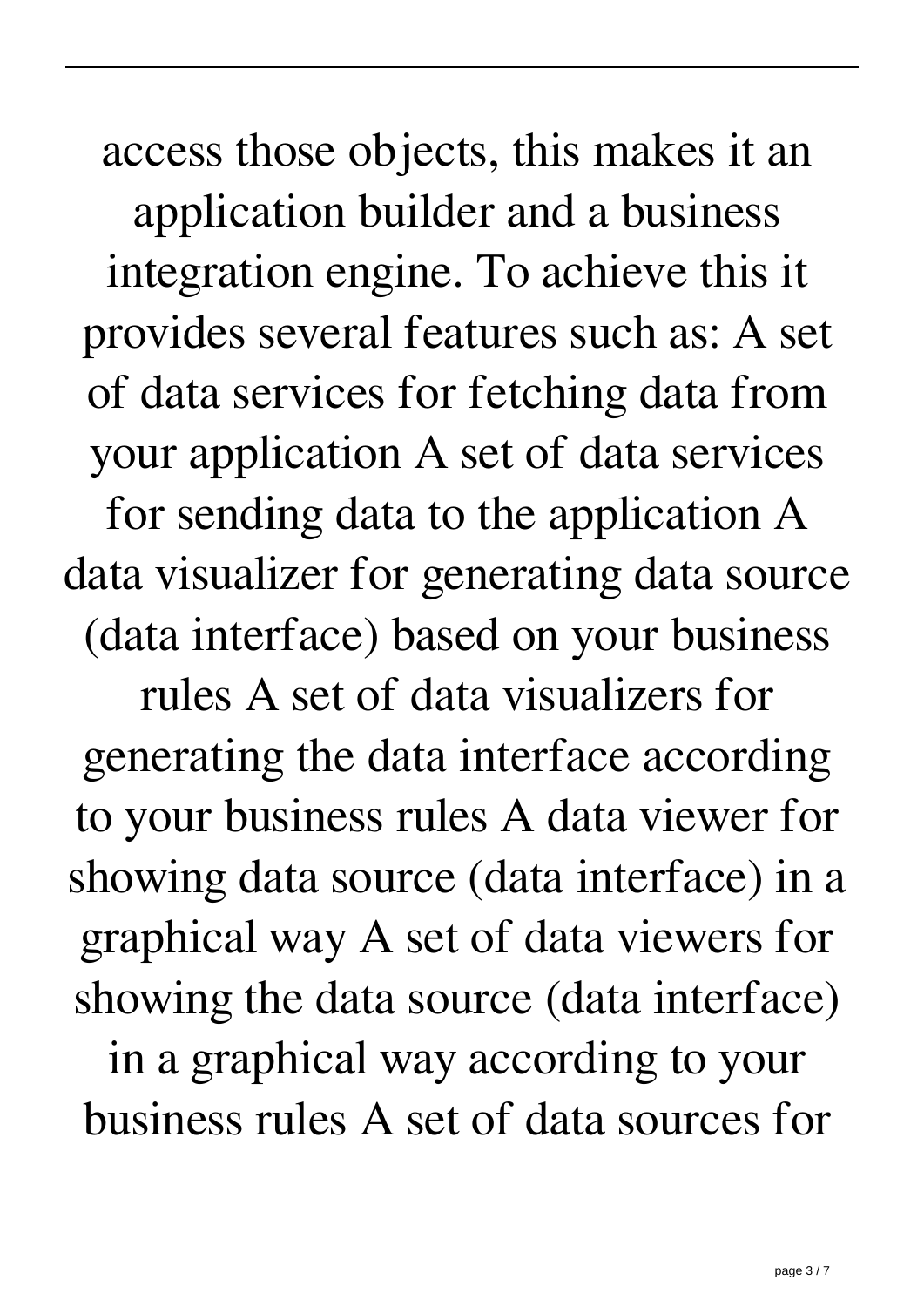access those objects, this makes it an application builder and a business integration engine. To achieve this it provides several features such as: A set of data services for fetching data from your application A set of data services for sending data to the application A data visualizer for generating data source (data interface) based on your business rules A set of data visualizers for generating the data interface according to your business rules A data viewer for showing data source (data interface) in a graphical way A set of data viewers for showing the data source (data interface) in a graphical way according to your business rules A set of data sources for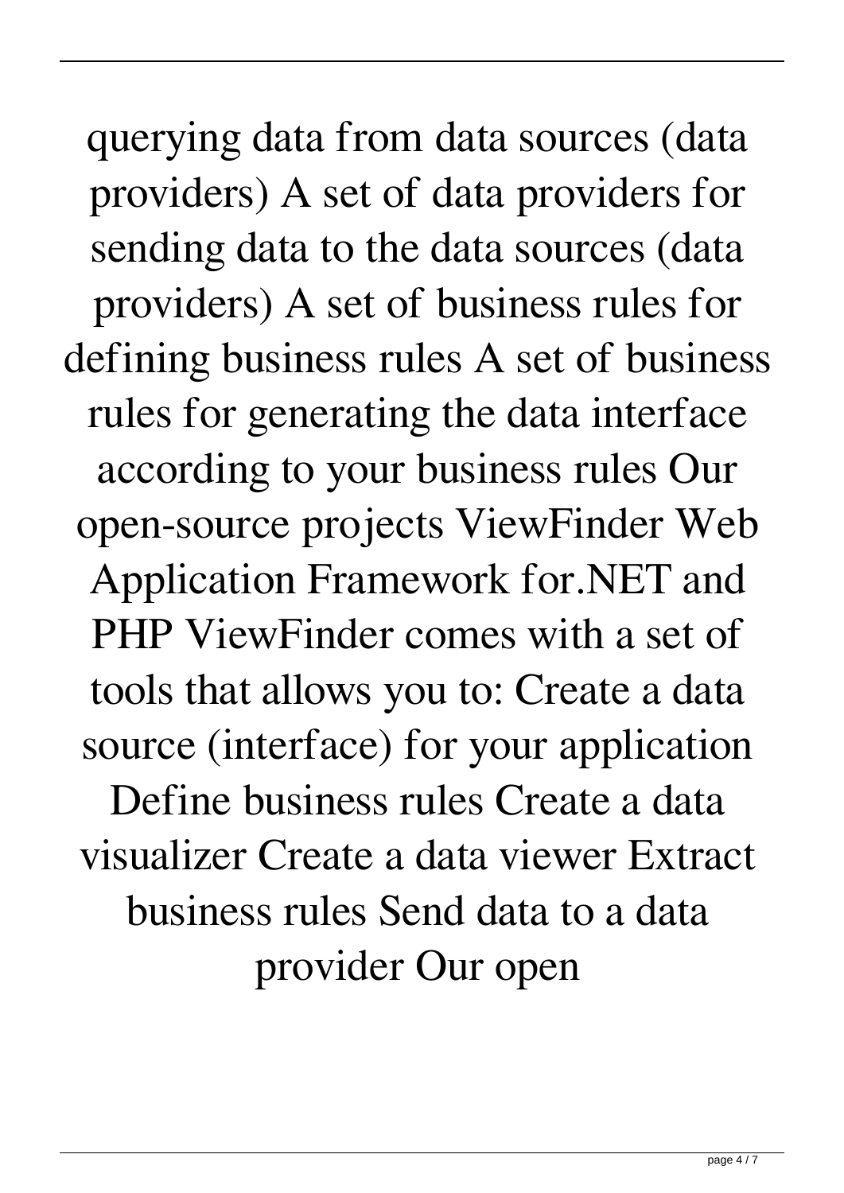querying data from data sources (data providers) A set of data providers for sending data to the data sources (data providers) A set of business rules for defining business rules A set of business rules for generating the data interface according to your business rules Our open-source projects ViewFinder Web Application Framework for.NET and PHP ViewFinder comes with a set of tools that allows you to: Create a data source (interface) for your application Define business rules Create a data visualizer Create a data viewer Extract business rules Send data to a data provider Our open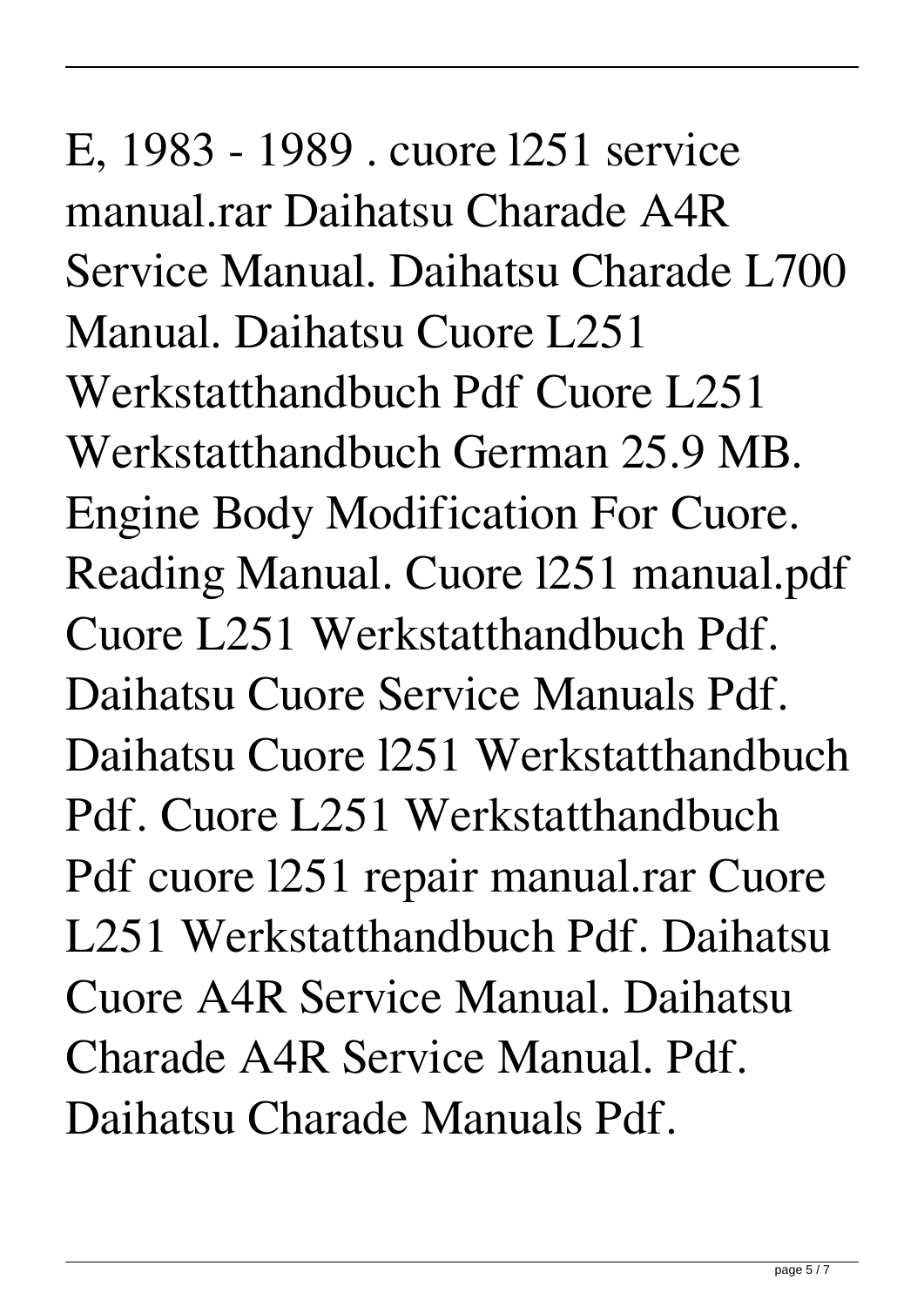E, 1983 - 1989 . cuore l251 service manual.rar Daihatsu Charade A4R Service Manual. Daihatsu Charade L700 Manual. Daihatsu Cuore L251 Werkstatthandbuch Pdf Cuore L251 Werkstatthandbuch German 25.9 MB. Engine Body Modification For Cuore. Reading Manual. Cuore l251 manual.pdf Cuore L251 Werkstatthandbuch Pdf. Daihatsu Cuore Service Manuals Pdf. Daihatsu Cuore l251 Werkstatthandbuch Pdf. Cuore L251 Werkstatthandbuch Pdf cuore l251 repair manual.rar Cuore L251 Werkstatthandbuch Pdf. Daihatsu Cuore A4R Service Manual. Daihatsu Charade A4R Service Manual. Pdf. Daihatsu Charade Manuals Pdf.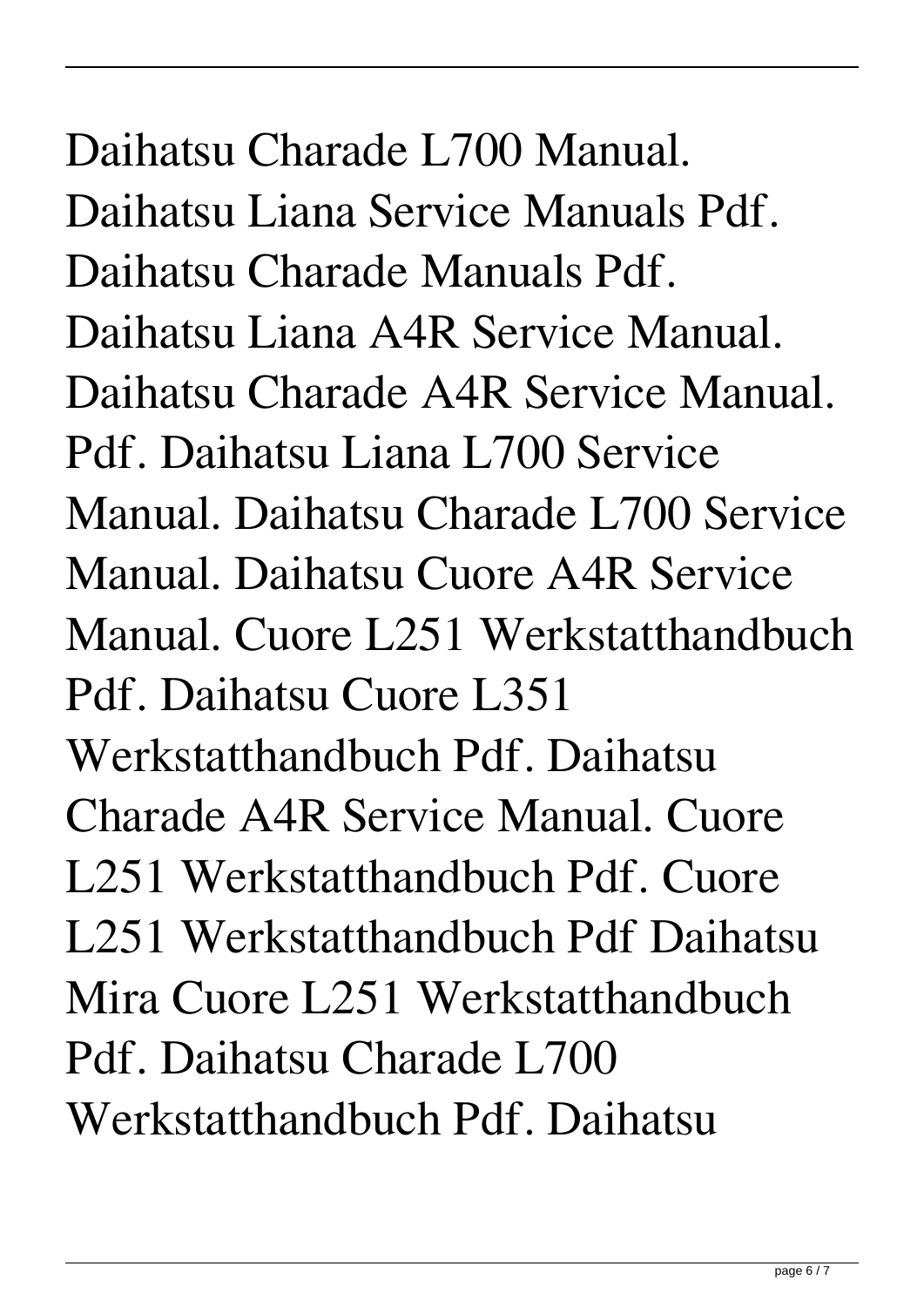Daihatsu Charade L700 Manual. Daihatsu Liana Service Manuals Pdf. Daihatsu Charade Manuals Pdf. Daihatsu Liana A4R Service Manual. Daihatsu Charade A4R Service Manual. Pdf. Daihatsu Liana L700 Service Manual. Daihatsu Charade L700 Service Manual. Daihatsu Cuore A4R Service Manual. Cuore L251 Werkstatthandbuch Pdf. Daihatsu Cuore L351 Werkstatthandbuch Pdf. Daihatsu Charade A4R Service Manual. Cuore L251 Werkstatthandbuch Pdf. Cuore L251 Werkstatthandbuch Pdf Daihatsu Mira Cuore L251 Werkstatthandbuch Pdf. Daihatsu Charade L700 Werkstatthandbuch Pdf. Daihatsu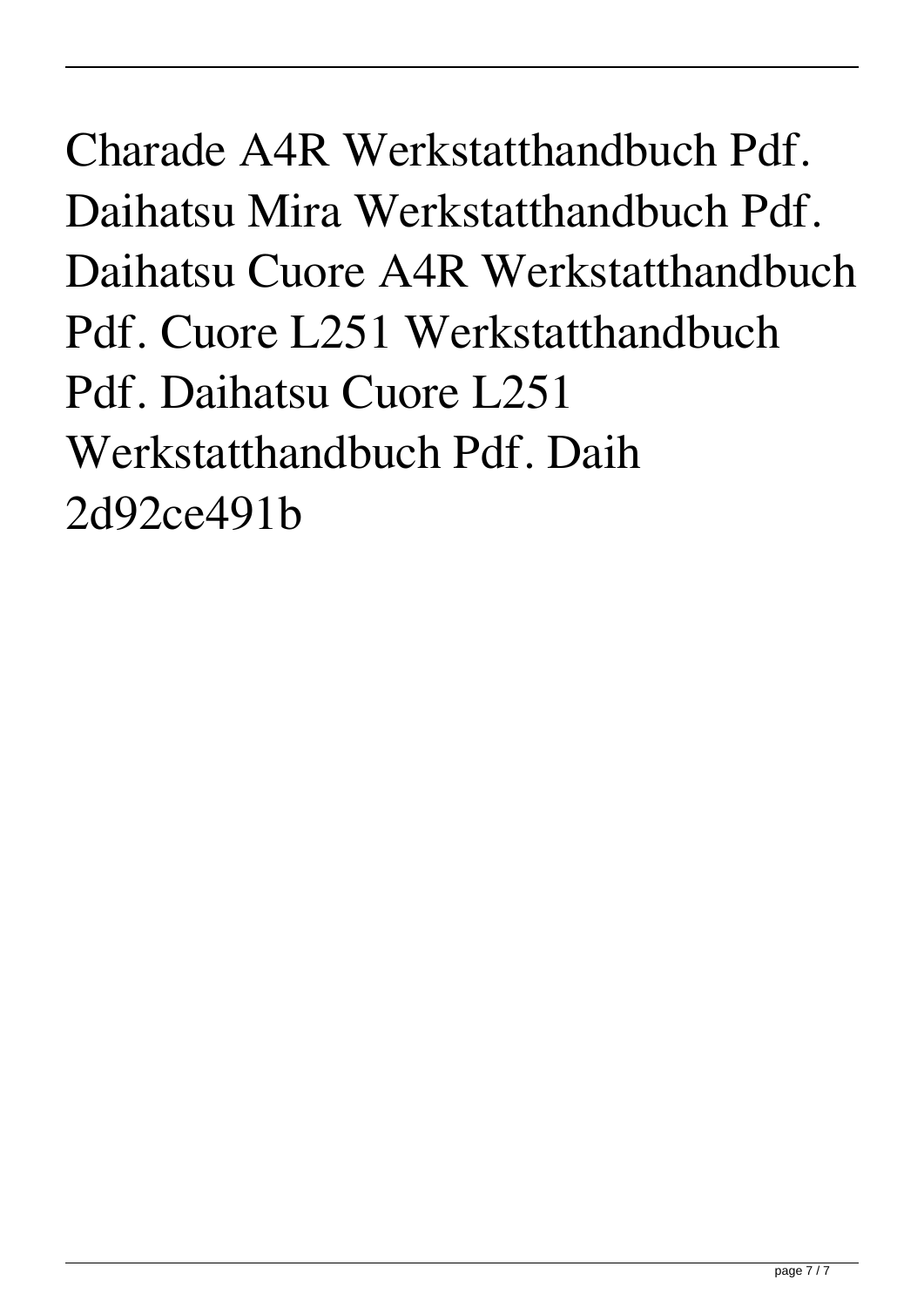Charade A4R Werkstatthandbuch Pdf. Daihatsu Mira Werkstatthandbuch Pdf. Daihatsu Cuore A4R Werkstatthandbuch Pdf. Cuore L251 Werkstatthandbuch Pdf. Daihatsu Cuore L251 Werkstatthandbuch Pdf. Daih 2d92ce491b